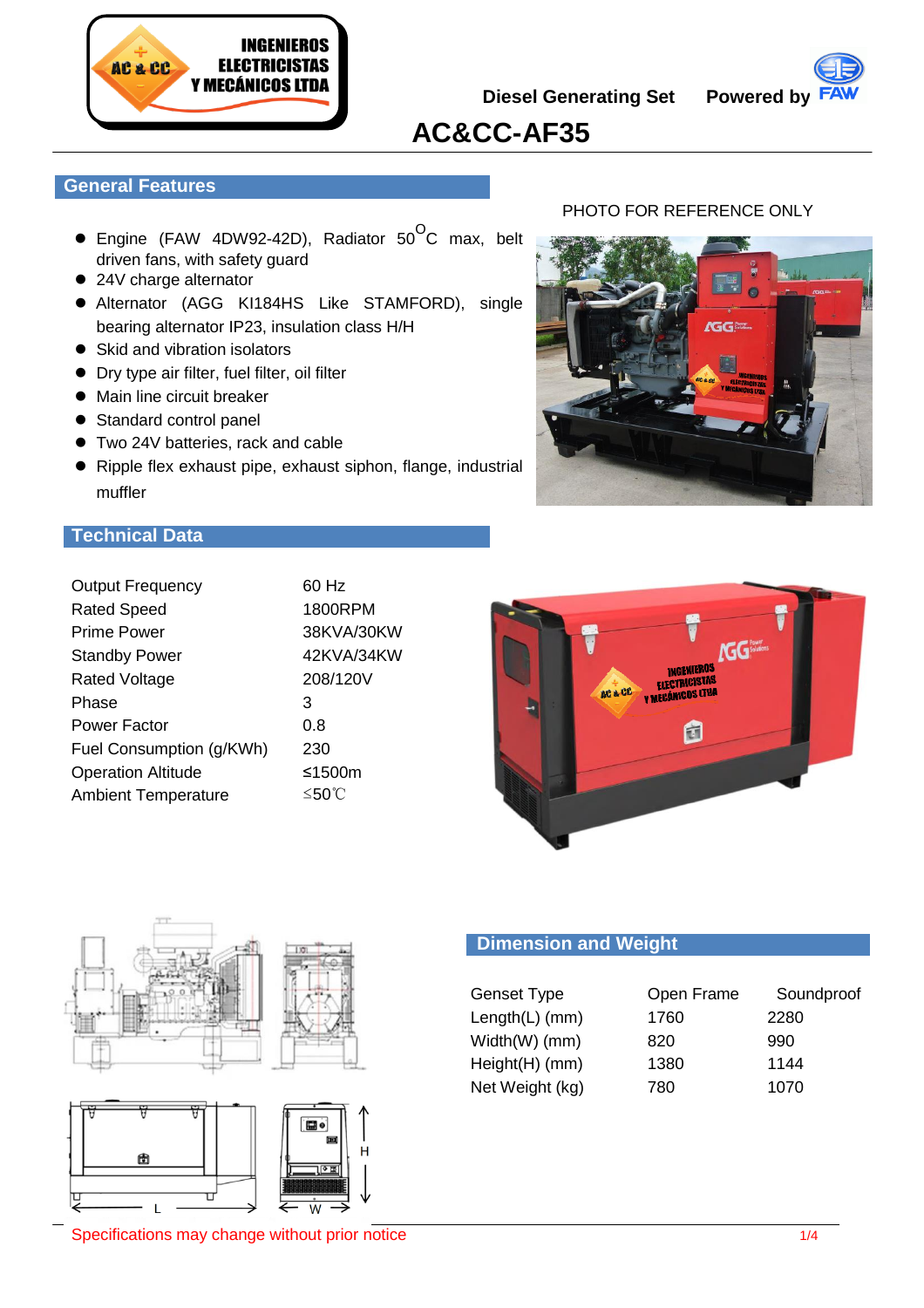INGENIEROS ELECTRICISTAS Y MECÁNICOS LTDA

Diesel Generating Set    Powered by FAW

# AC&CC-AF35

## General Features

PHOTO FOR REFERENCE ONLY

- Engine (FAW 4DW92-42D), Radiator 50$^{O}$C max, belt driven fans, with safety guard
- 24V charge alternator
- Alternator (AGG KI184HS Like STAMFORD), single bearing alternator IP23, insulation class H/H
- Skid and vibration isolators
- Dry type air filter, fuel filter, oil filter
- Main line circuit breaker
- Standard control panel
- Two 24V batteries, rack and cable
- Ripple flex exhaust pipe, exhaust siphon, flange, industrial muffler

## Technical Data

| | |
|---|---|
| Output Frequency | 60 Hz |
| Rated Speed | 1800RPM |
| Prime Power | 38KVA/30KW |
| Standby Power | 42KVA/34KW |
| Rated Voltage | 208/120V |
| Phase | 3 |
| Power Factor | 0.8 |
| Fuel Consumption (g/KWh) | 230 |
| Operation Altitude | ≤1500m |
| Ambient Temperature | ≤50℃ |

## Dimension and Weight

| Genset Type | Open Frame | Soundproof |
|---|---|---|
| Length(L) (mm) | 1760 | 2280 |
| Width(W) (mm) | 820 | 990 |
| Height(H) (mm) | 1380 | 1144 |
| Net Weight (kg) | 780 | 1070 |

Specifications may change without prior notice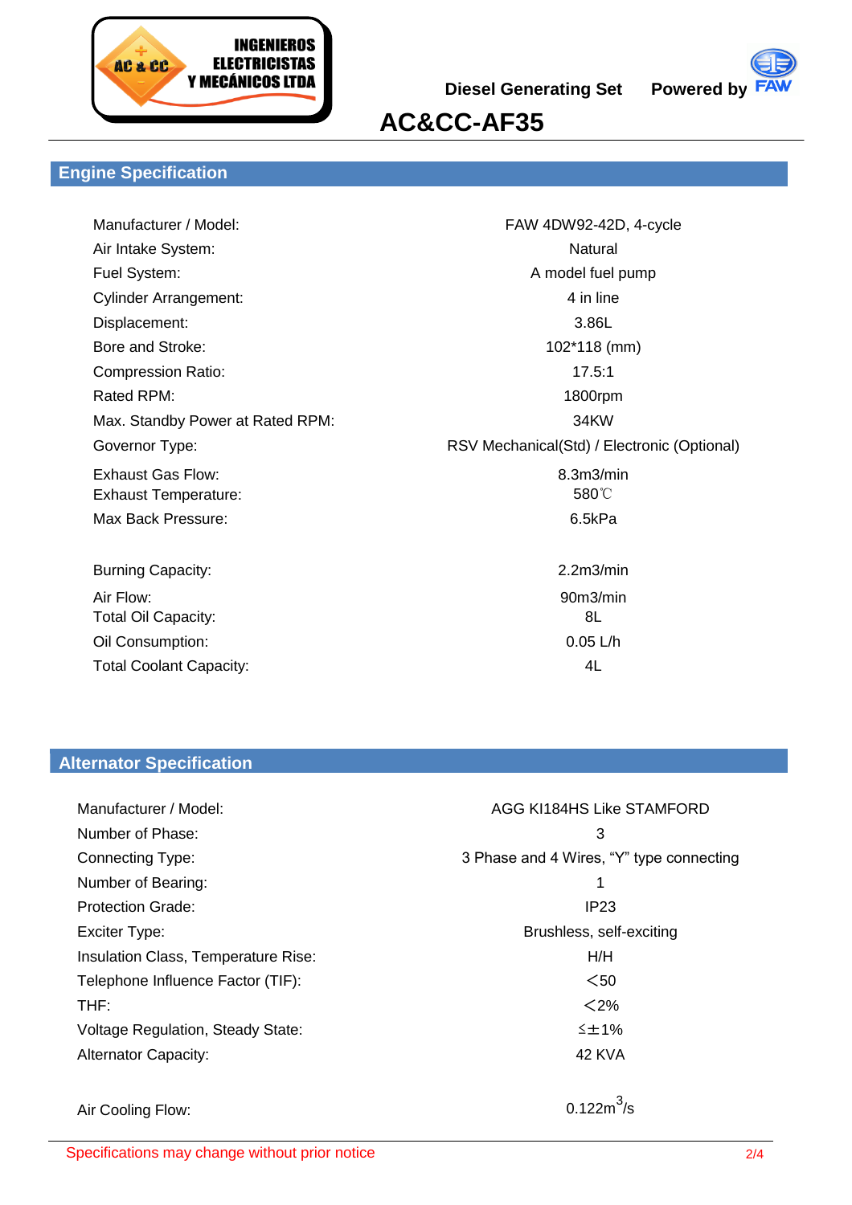INGENIEROS ELECTRICISTAS Y MECÁNICOS LTDA

**Diesel Generating Set** **Powered by FAW**

# AC&CC-AF35

## Engine Specification

| | |
|---|---|
| Manufacturer / Model: | FAW 4DW92-42D, 4-cycle |
| Air Intake System: | Natural |
| Fuel System: | A model fuel pump |
| Cylinder Arrangement: | 4 in line |
| Displacement: | 3.86L |
| Bore and Stroke: | 102*118 (mm) |
| Compression Ratio: | 17.5:1 |
| Rated RPM: | 1800rpm |
| Max. Standby Power at Rated RPM: | 34KW |
| Governor Type: | RSV Mechanical(Std) / Electronic (Optional) |
| Exhaust Gas Flow: | 8.3m3/min |
| Exhaust Temperature: | 580℃ |
| Max Back Pressure: | 6.5kPa |
| Burning Capacity: | 2.2m3/min |
| Air Flow: | 90m3/min |
| Total Oil Capacity: | 8L |
| Oil Consumption: | 0.05 L/h |
| Total Coolant Capacity: | 4L |

## Alternator Specification

| | |
|---|---|
| Manufacturer / Model: | AGG KI184HS Like STAMFORD |
| Number of Phase: | 3 |
| Connecting Type: | 3 Phase and 4 Wires, “Y” type connecting |
| Number of Bearing: | 1 |
| Protection Grade: | IP23 |
| Exciter Type: | Brushless, self-exciting |
| Insulation Class, Temperature Rise: | H/H |
| Telephone Influence Factor (TIF): | ＜50 |
| THF: | ＜2% |
| Voltage Regulation, Steady State: | ≤±1% |
| Alternator Capacity: | 42 KVA |
| Air Cooling Flow: | $0.122m^3/s$ |

Specifications may change without prior notice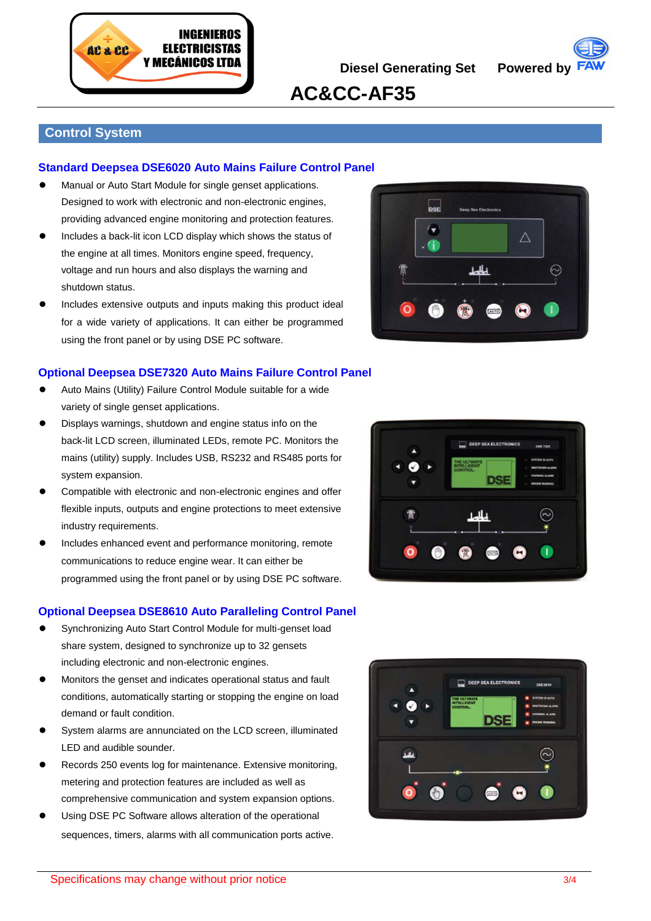Diesel Generating Set Powered by FAW

# AC&CC-AF35

## Control System

### Standard Deepsea DSE6020 Auto Mains Failure Control Panel

- Manual or Auto Start Module for single genset applications. Designed to work with electronic and non-electronic engines, providing advanced engine monitoring and protection features.
- Includes a back-lit icon LCD display which shows the status of the engine at all times. Monitors engine speed, frequency, voltage and run hours and also displays the warning and shutdown status.
- Includes extensive outputs and inputs making this product ideal for a wide variety of applications. It can either be programmed using the front panel or by using DSE PC software.

### Optional Deepsea DSE7320 Auto Mains Failure Control Panel

- Auto Mains (Utility) Failure Control Module suitable for a wide variety of single genset applications.
- Displays warnings, shutdown and engine status info on the back-lit LCD screen, illuminated LEDs, remote PC. Monitors the mains (utility) supply. Includes USB, RS232 and RS485 ports for system expansion.
- Compatible with electronic and non-electronic engines and offer flexible inputs, outputs and engine protections to meet extensive industry requirements.
- Includes enhanced event and performance monitoring, remote communications to reduce engine wear. It can either be programmed using the front panel or by using DSE PC software.

### Optional Deepsea DSE8610 Auto Paralleling Control Panel

- Synchronizing Auto Start Control Module for multi-genset load share system, designed to synchronize up to 32 gensets including electronic and non-electronic engines.
- Monitors the genset and indicates operational status and fault conditions, automatically starting or stopping the engine on load demand or fault condition.
- System alarms are annunciated on the LCD screen, illuminated LED and audible sounder.
- Records 250 events log for maintenance. Extensive monitoring, metering and protection features are included as well as comprehensive communication and system expansion options.
- Using DSE PC Software allows alteration of the operational sequences, timers, alarms with all communication ports active.

Specifications may change without prior notice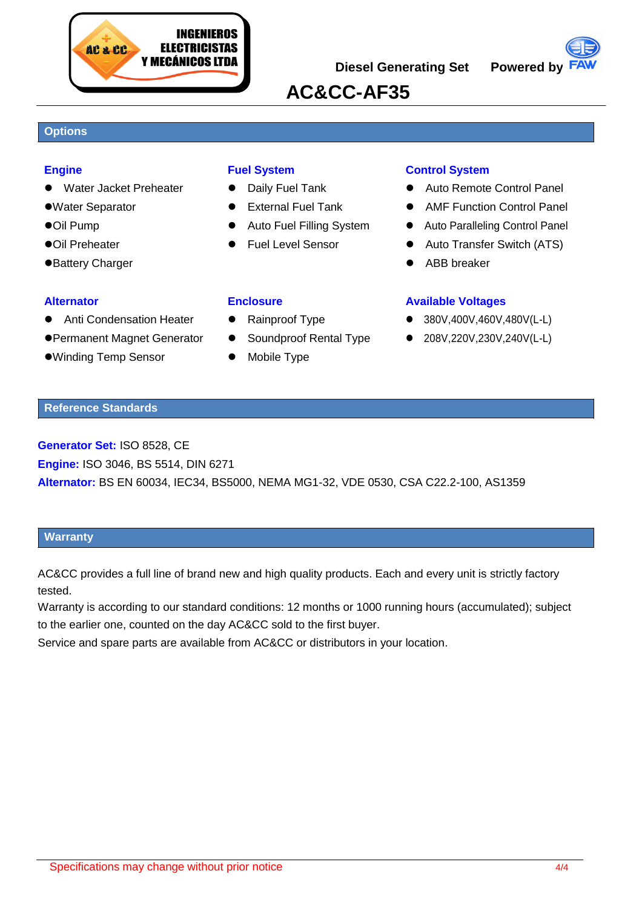# Options

### Engine

- Water Jacket Preheater
- Water Separator
- Oil Pump
- Oil Preheater
- Battery Charger

### Fuel System

- Daily Fuel Tank
- External Fuel Tank
- Auto Fuel Filling System
- Fuel Level Sensor

### Control System

- Auto Remote Control Panel
- AMF Function Control Panel
- Auto Paralleling Control Panel
- Auto Transfer Switch (ATS)
- ABB breaker

### Alternator

- Anti Condensation Heater
- Permanent Magnet Generator
- Winding Temp Sensor

### Enclosure

- Rainproof Type
- Soundproof Rental Type
- Mobile Type

### Available Voltages

- 380V,400V,460V,480V(L-L)
- 208V,220V,230V,240V(L-L)

# Reference Standards

**Generator Set:** ISO 8528, CE

**Engine:** ISO 3046, BS 5514, DIN 6271

**Alternator:** BS EN 60034, IEC34, BS5000, NEMA MG1-32, VDE 0530, CSA C22.2-100, AS1359

# Warranty

AC&CC provides a full line of brand new and high quality products. Each and every unit is strictly factory tested.

Warranty is according to our standard conditions: 12 months or 1000 running hours (accumulated); subject to the earlier one, counted on the day AC&CC sold to the first buyer.

Service and spare parts are available from AC&CC or distributors in your location.

Specifications may change without prior notice